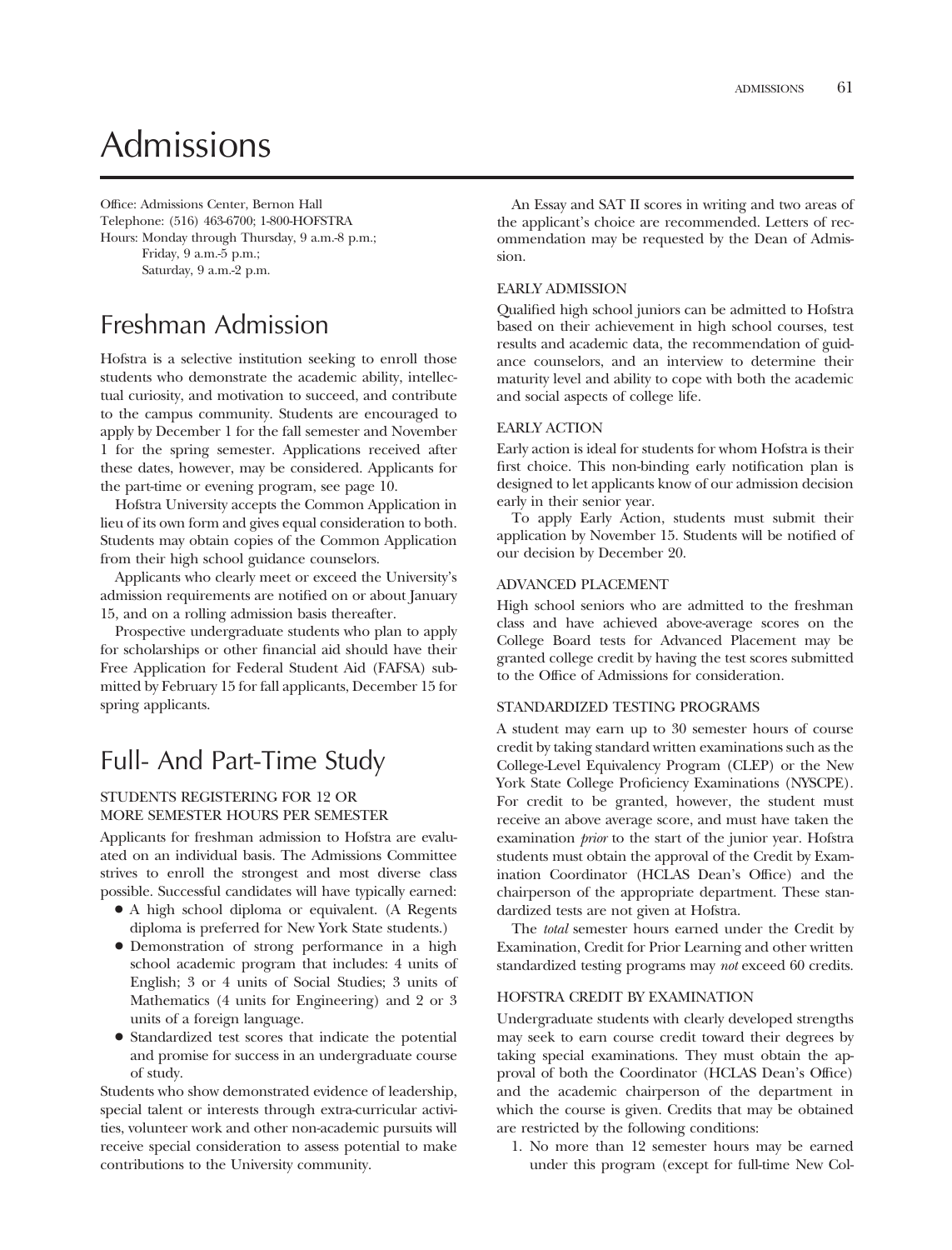# Admissions

Office: Admissions Center, Bernon Hall
Telephone: (516) 463-6700; 1-800-HOFSTRA
Hours: Monday through Thursday, 9 a.m.-8 p.m.;
Friday, 9 a.m.-5 p.m.;
Saturday, 9 a.m.-2 p.m.

## Freshman Admission

Hofstra is a selective institution seeking to enroll those students who demonstrate the academic ability, intellectual curiosity, and motivation to succeed, and contribute to the campus community. Students are encouraged to apply by December 1 for the fall semester and November 1 for the spring semester. Applications received after these dates, however, may be considered. Applicants for the part-time or evening program, see page 10.

Hofstra University accepts the Common Application in lieu of its own form and gives equal consideration to both. Students may obtain copies of the Common Application from their high school guidance counselors.

Applicants who clearly meet or exceed the University's admission requirements are notified on or about January 15, and on a rolling admission basis thereafter.

Prospective undergraduate students who plan to apply for scholarships or other financial aid should have their Free Application for Federal Student Aid (FAFSA) submitted by February 15 for fall applicants, December 15 for spring applicants.

## Full- And Part-Time Study

### STUDENTS REGISTERING FOR 12 OR MORE SEMESTER HOURS PER SEMESTER

Applicants for freshman admission to Hofstra are evaluated on an individual basis. The Admissions Committee strives to enroll the strongest and most diverse class possible. Successful candidates will have typically earned:

- A high school diploma or equivalent. (A Regents diploma is preferred for New York State students.)
- Demonstration of strong performance in a high school academic program that includes: 4 units of English; 3 or 4 units of Social Studies; 3 units of Mathematics (4 units for Engineering) and 2 or 3 units of a foreign language.
- Standardized test scores that indicate the potential and promise for success in an undergraduate course of study.

Students who show demonstrated evidence of leadership, special talent or interests through extra-curricular activities, volunteer work and other non-academic pursuits will receive special consideration to assess potential to make contributions to the University community.

An Essay and SAT II scores in writing and two areas of the applicant's choice are recommended. Letters of recommendation may be requested by the Dean of Admission.

### EARLY ADMISSION

Qualified high school juniors can be admitted to Hofstra based on their achievement in high school courses, test results and academic data, the recommendation of guidance counselors, and an interview to determine their maturity level and ability to cope with both the academic and social aspects of college life.

### EARLY ACTION

Early action is ideal for students for whom Hofstra is their first choice. This non-binding early notification plan is designed to let applicants know of our admission decision early in their senior year.

To apply Early Action, students must submit their application by November 15. Students will be notified of our decision by December 20.

### ADVANCED PLACEMENT

High school seniors who are admitted to the freshman class and have achieved above-average scores on the College Board tests for Advanced Placement may be granted college credit by having the test scores submitted to the Office of Admissions for consideration.

### STANDARDIZED TESTING PROGRAMS

A student may earn up to 30 semester hours of course credit by taking standard written examinations such as the College-Level Equivalency Program (CLEP) or the New York State College Proficiency Examinations (NYSCPE). For credit to be granted, however, the student must receive an above average score, and must have taken the examination *prior* to the start of the junior year. Hofstra students must obtain the approval of the Credit by Examination Coordinator (HCLAS Dean's Office) and the chairperson of the appropriate department. These standardized tests are not given at Hofstra.

The *total* semester hours earned under the Credit by Examination, Credit for Prior Learning and other written standardized testing programs may *not* exceed 60 credits.

### HOFSTRA CREDIT BY EXAMINATION

Undergraduate students with clearly developed strengths may seek to earn course credit toward their degrees by taking special examinations. They must obtain the approval of both the Coordinator (HCLAS Dean's Office) and the academic chairperson of the department in which the course is given. Credits that may be obtained are restricted by the following conditions:

1. No more than 12 semester hours may be earned under this program (except for full-time New Col-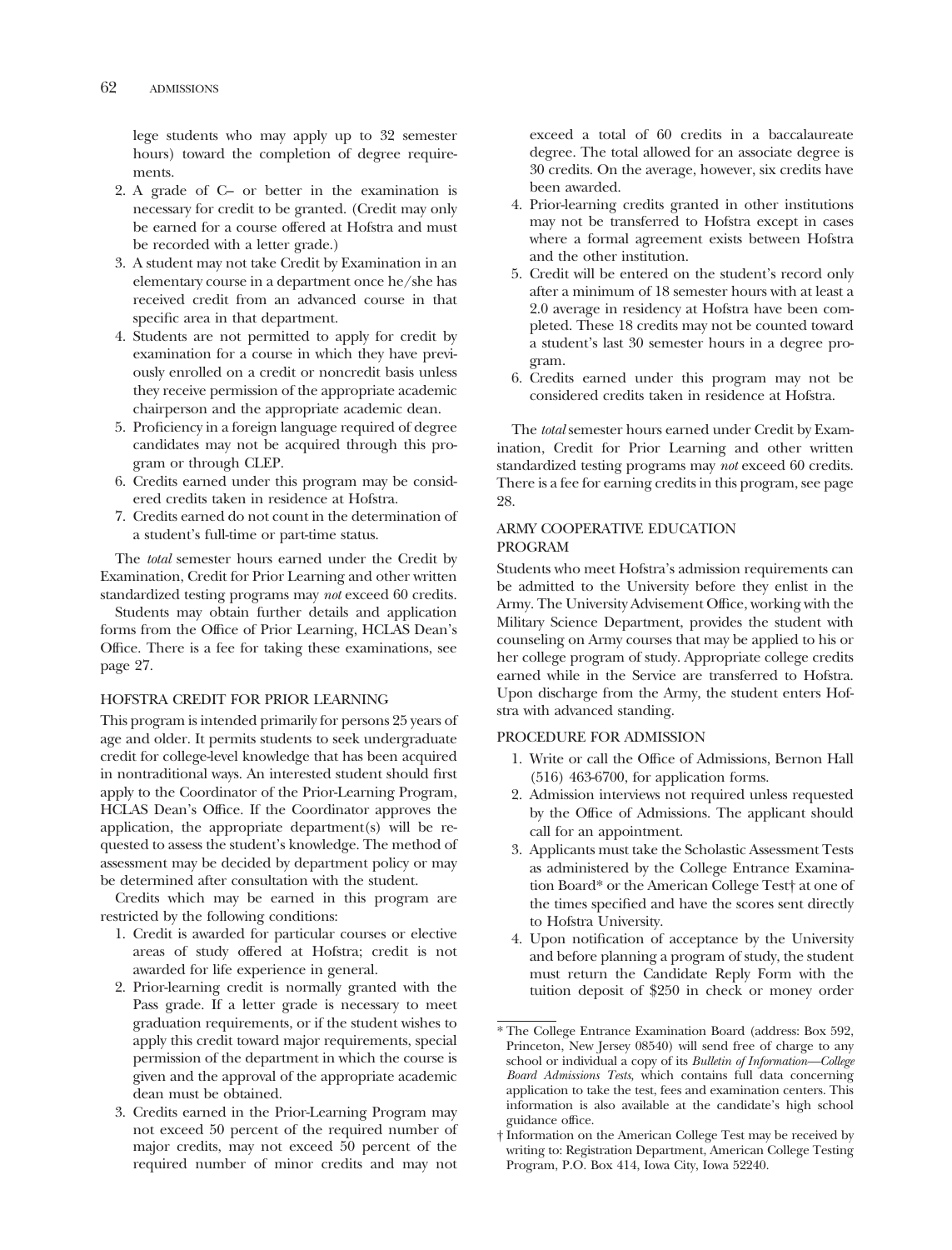lege students who may apply up to 32 semester hours) toward the completion of degree requirements.

2. A grade of C– or better in the examination is necessary for credit to be granted. (Credit may only be earned for a course offered at Hofstra and must be recorded with a letter grade.)
3. A student may not take Credit by Examination in an elementary course in a department once he/she has received credit from an advanced course in that specific area in that department.
4. Students are not permitted to apply for credit by examination for a course in which they have previously enrolled on a credit or noncredit basis unless they receive permission of the appropriate academic chairperson and the appropriate academic dean.
5. Proficiency in a foreign language required of degree candidates may not be acquired through this program or through CLEP.
6. Credits earned under this program may be considered credits taken in residence at Hofstra.
7. Credits earned do not count in the determination of a student's full-time or part-time status.

The *total* semester hours earned under the Credit by Examination, Credit for Prior Learning and other written standardized testing programs may *not* exceed 60 credits.

Students may obtain further details and application forms from the Office of Prior Learning, HCLAS Dean's Office. There is a fee for taking these examinations, see page 27.

### HOFSTRA CREDIT FOR PRIOR LEARNING

This program is intended primarily for persons 25 years of age and older. It permits students to seek undergraduate credit for college-level knowledge that has been acquired in nontraditional ways. An interested student should first apply to the Coordinator of the Prior-Learning Program, HCLAS Dean's Office. If the Coordinator approves the application, the appropriate department(s) will be requested to assess the student's knowledge. The method of assessment may be decided by department policy or may be determined after consultation with the student.

Credits which may be earned in this program are restricted by the following conditions:

1. Credit is awarded for particular courses or elective areas of study offered at Hofstra; credit is not awarded for life experience in general.
2. Prior-learning credit is normally granted with the Pass grade. If a letter grade is necessary to meet graduation requirements, or if the student wishes to apply this credit toward major requirements, special permission of the department in which the course is given and the approval of the appropriate academic dean must be obtained.
3. Credits earned in the Prior-Learning Program may not exceed 50 percent of the required number of major credits, may not exceed 50 percent of the required number of minor credits and may not exceed a total of 60 credits in a baccalaureate degree. The total allowed for an associate degree is 30 credits. On the average, however, six credits have been awarded.
4. Prior-learning credits granted in other institutions may not be transferred to Hofstra except in cases where a formal agreement exists between Hofstra and the other institution.
5. Credit will be entered on the student's record only after a minimum of 18 semester hours with at least a 2.0 average in residency at Hofstra have been completed. These 18 credits may not be counted toward a student's last 30 semester hours in a degree program.
6. Credits earned under this program may not be considered credits taken in residence at Hofstra.

The *total* semester hours earned under Credit by Examination, Credit for Prior Learning and other written standardized testing programs may *not* exceed 60 credits. There is a fee for earning credits in this program, see page 28.

### ARMY COOPERATIVE EDUCATION PROGRAM

Students who meet Hofstra's admission requirements can be admitted to the University before they enlist in the Army. The University Advisement Office, working with the Military Science Department, provides the student with counseling on Army courses that may be applied to his or her college program of study. Appropriate college credits earned while in the Service are transferred to Hofstra. Upon discharge from the Army, the student enters Hofstra with advanced standing.

### PROCEDURE FOR ADMISSION

1. Write or call the Office of Admissions, Bernon Hall (516) 463-6700, for application forms.
2. Admission interviews not required unless requested by the Office of Admissions. The applicant should call for an appointment.
3. Applicants must take the Scholastic Assessment Tests as administered by the College Entrance Examination Board* or the American College Test† at one of the times specified and have the scores sent directly to Hofstra University.
4. Upon notification of acceptance by the University and before planning a program of study, the student must return the Candidate Reply Form with the tuition deposit of $250 in check or money order

---

* The College Entrance Examination Board (address: Box 592, Princeton, New Jersey 08540) will send free of charge to any school or individual a copy of its *Bulletin of Information—College Board Admissions Tests,* which contains full data concerning application to take the test, fees and examination centers. This information is also available at the candidate's high school guidance office.

† Information on the American College Test may be received by writing to: Registration Department, American College Testing Program, P.O. Box 414, Iowa City, Iowa 52240.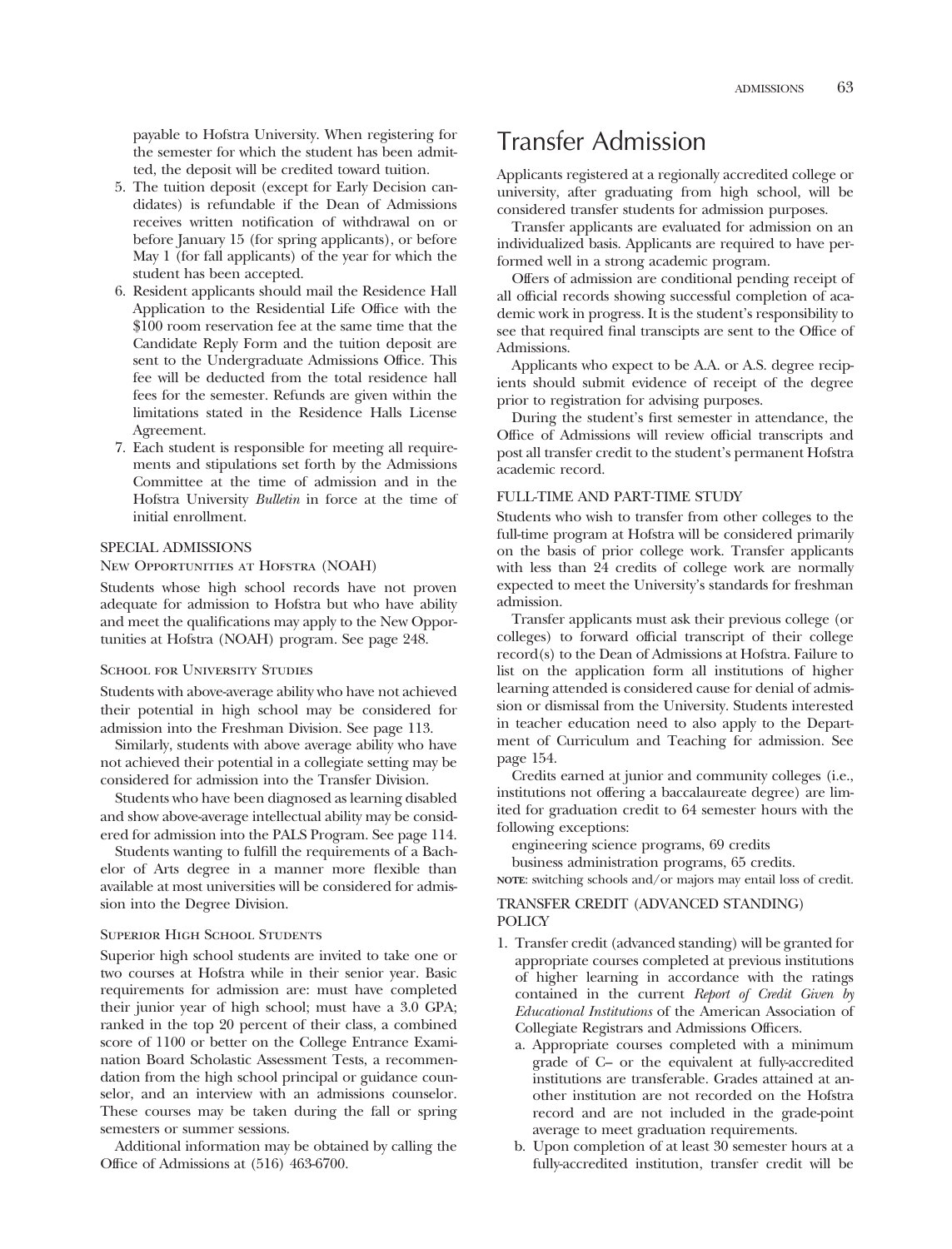payable to Hofstra University. When registering for the semester for which the student has been admitted, the deposit will be credited toward tuition.

5. The tuition deposit (except for Early Decision candidates) is refundable if the Dean of Admissions receives written notification of withdrawal on or before January 15 (for spring applicants), or before May 1 (for fall applicants) of the year for which the student has been accepted.
6. Resident applicants should mail the Residence Hall Application to the Residential Life Office with the $100 room reservation fee at the same time that the Candidate Reply Form and the tuition deposit are sent to the Undergraduate Admissions Office. This fee will be deducted from the total residence hall fees for the semester. Refunds are given within the limitations stated in the Residence Halls License Agreement.
7. Each student is responsible for meeting all requirements and stipulations set forth by the Admissions Committee at the time of admission and in the Hofstra University *Bulletin* in force at the time of initial enrollment.

### SPECIAL ADMISSIONS

#### New Opportunities at Hofstra (NOAH)

Students whose high school records have not proven adequate for admission to Hofstra but who have ability and meet the qualifications may apply to the New Opportunities at Hofstra (NOAH) program. See page 248.

#### School for University Studies

Students with above-average ability who have not achieved their potential in high school may be considered for admission into the Freshman Division. See page 113.

Similarly, students with above average ability who have not achieved their potential in a collegiate setting may be considered for admission into the Transfer Division.

Students who have been diagnosed as learning disabled and show above-average intellectual ability may be considered for admission into the PALS Program. See page 114.

Students wanting to fulfill the requirements of a Bachelor of Arts degree in a manner more flexible than available at most universities will be considered for admission into the Degree Division.

#### Superior High School Students

Superior high school students are invited to take one or two courses at Hofstra while in their senior year. Basic requirements for admission are: must have completed their junior year of high school; must have a 3.0 GPA; ranked in the top 20 percent of their class, a combined score of 1100 or better on the College Entrance Examination Board Scholastic Assessment Tests, a recommendation from the high school principal or guidance counselor, and an interview with an admissions counselor. These courses may be taken during the fall or spring semesters or summer sessions.

Additional information may be obtained by calling the Office of Admissions at (516) 463-6700.

# Transfer Admission

Applicants registered at a regionally accredited college or university, after graduating from high school, will be considered transfer students for admission purposes.

Transfer applicants are evaluated for admission on an individualized basis. Applicants are required to have performed well in a strong academic program.

Offers of admission are conditional pending receipt of all official records showing successful completion of academic work in progress. It is the student's responsibility to see that required final transcipts are sent to the Office of Admissions.

Applicants who expect to be A.A. or A.S. degree recipients should submit evidence of receipt of the degree prior to registration for advising purposes.

During the student's first semester in attendance, the Office of Admissions will review official transcripts and post all transfer credit to the student's permanent Hofstra academic record.

### FULL-TIME AND PART-TIME STUDY

Students who wish to transfer from other colleges to the full-time program at Hofstra will be considered primarily on the basis of prior college work. Transfer applicants with less than 24 credits of college work are normally expected to meet the University's standards for freshman admission.

Transfer applicants must ask their previous college (or colleges) to forward official transcript of their college record(s) to the Dean of Admissions at Hofstra. Failure to list on the application form all institutions of higher learning attended is considered cause for denial of admission or dismissal from the University. Students interested in teacher education need to also apply to the Department of Curriculum and Teaching for admission. See page 154.

Credits earned at junior and community colleges (i.e., institutions not offering a baccalaureate degree) are limited for graduation credit to 64 semester hours with the following exceptions:

engineering science programs, 69 credits

business administration programs, 65 credits.

**NOTE**: switching schools and/or majors may entail loss of credit.

### TRANSFER CREDIT (ADVANCED STANDING) POLICY

1. Transfer credit (advanced standing) will be granted for appropriate courses completed at previous institutions of higher learning in accordance with the ratings contained in the current *Report of Credit Given by Educational Institutions* of the American Association of Collegiate Registrars and Admissions Officers.
   a. Appropriate courses completed with a minimum grade of C– or the equivalent at fully-accredited institutions are transferable. Grades attained at another institution are not recorded on the Hofstra record and are not included in the grade-point average to meet graduation requirements.
   b. Upon completion of at least 30 semester hours at a fully-accredited institution, transfer credit will be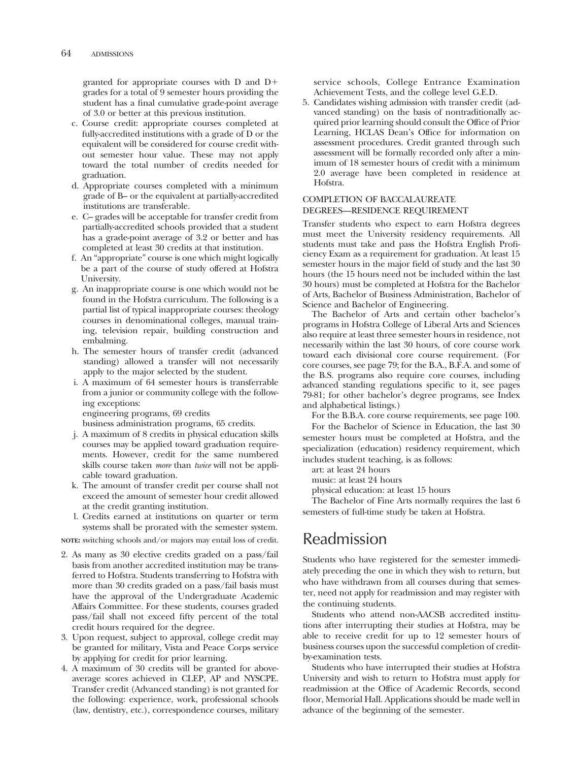granted for appropriate courses with D and D+ grades for a total of 9 semester hours providing the student has a final cumulative grade-point average of 3.0 or better at this previous institution.

c. Course credit: appropriate courses completed at fully-accredited institutions with a grade of D or the equivalent will be considered for course credit without semester hour value. These may not apply toward the total number of credits needed for graduation.
d. Appropriate courses completed with a minimum grade of B– or the equivalent at partially-accredited institutions are transferable.
e. C– grades will be acceptable for transfer credit from partially-accredited schools provided that a student has a grade-point average of 3.2 or better and has completed at least 30 credits at that institution.
f. An "appropriate" course is one which might logically be a part of the course of study offered at Hofstra University.
g. An inappropriate course is one which would not be found in the Hofstra curriculum. The following is a partial list of typical inappropriate courses: theology courses in denominational colleges, manual training, television repair, building construction and embalming.
h. The semester hours of transfer credit (advanced standing) allowed a transfer will not necessarily apply to the major selected by the student.
i. A maximum of 64 semester hours is transferrable from a junior or community college with the following exceptions:
   engineering programs, 69 credits
   business administration programs, 65 credits.
j. A maximum of 8 credits in physical education skills courses may be applied toward graduation requirements. However, credit for the same numbered skills course taken *more* than *twice* will not be applicable toward graduation.
k. The amount of transfer credit per course shall not exceed the amount of semester hour credit allowed at the credit granting institution.
l. Credits earned at institutions on quarter or term systems shall be prorated with the semester system.

**NOTE:** switching schools and/or majors may entail loss of credit.

2. As many as 30 elective credits graded on a pass/fail basis from another accredited institution may be transferred to Hofstra. Students transferring to Hofstra with more than 30 credits graded on a pass/fail basis must have the approval of the Undergraduate Academic Affairs Committee. For these students, courses graded pass/fail shall not exceed fifty percent of the total credit hours required for the degree.
3. Upon request, subject to approval, college credit may be granted for military, Vista and Peace Corps service by applying for credit for prior learning.
4. A maximum of 30 credits will be granted for above-average scores achieved in CLEP, AP and NYSCPE. Transfer credit (Advanced standing) is not granted for the following: experience, work, professional schools (law, dentistry, etc.), correspondence courses, military service schools, College Entrance Examination Achievement Tests, and the college level G.E.D.
5. Candidates wishing admission with transfer credit (advanced standing) on the basis of nontraditionally acquired prior learning should consult the Office of Prior Learning, HCLAS Dean's Office for information on assessment procedures. Credit granted through such assessment will be formally recorded only after a minimum of 18 semester hours of credit with a minimum 2.0 average have been completed in residence at Hofstra.

### COMPLETION OF BACCALAUREATE DEGREES—RESIDENCE REQUIREMENT

Transfer students who expect to earn Hofstra degrees must meet the University residency requirements. All students must take and pass the Hofstra English Proficiency Exam as a requirement for graduation. At least 15 semester hours in the major field of study and the last 30 hours (the 15 hours need not be included within the last 30 hours) must be completed at Hofstra for the Bachelor of Arts, Bachelor of Business Administration, Bachelor of Science and Bachelor of Engineering.

The Bachelor of Arts and certain other bachelor's programs in Hofstra College of Liberal Arts and Sciences also require at least three semester hours in residence, not necessarily within the last 30 hours, of core course work toward each divisional core course requirement. (For core courses, see page 79; for the B.A., B.F.A. and some of the B.S. programs also require core courses, including advanced standing regulations specific to it, see pages 79-81; for other bachelor's degree programs, see Index and alphabetical listings.)

For the B.B.A. core course requirements, see page 100.

For the Bachelor of Science in Education, the last 30 semester hours must be completed at Hofstra, and the specialization (education) residency requirement, which includes student teaching, is as follows:

art: at least 24 hours
music: at least 24 hours
physical education: at least 15 hours

The Bachelor of Fine Arts normally requires the last 6 semesters of full-time study be taken at Hofstra.

## Readmission

Students who have registered for the semester immediately preceding the one in which they wish to return, but who have withdrawn from all courses during that semester, need not apply for readmission and may register with the continuing students.

Students who attend non-AACSB accredited institutions after interrupting their studies at Hofstra, may be able to receive credit for up to 12 semester hours of business courses upon the successful completion of credit-by-examination tests.

Students who have interrupted their studies at Hofstra University and wish to return to Hofstra must apply for readmission at the Office of Academic Records, second floor, Memorial Hall. Applications should be made well in advance of the beginning of the semester.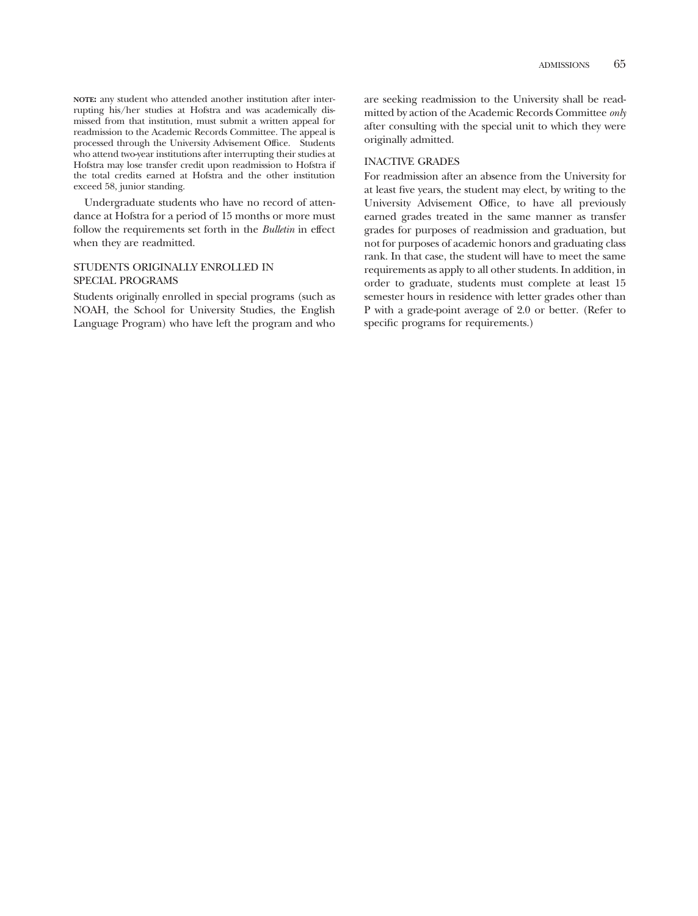**NOTE:** any student who attended another institution after interrupting his/her studies at Hofstra and was academically dismissed from that institution, must submit a written appeal for readmission to the Academic Records Committee. The appeal is processed through the University Advisement Office. Students who attend two-year institutions after interrupting their studies at Hofstra may lose transfer credit upon readmission to Hofstra if the total credits earned at Hofstra and the other institution exceed 58, junior standing.

Undergraduate students who have no record of attendance at Hofstra for a period of 15 months or more must follow the requirements set forth in the *Bulletin* in effect when they are readmitted.

### STUDENTS ORIGINALLY ENROLLED IN SPECIAL PROGRAMS

Students originally enrolled in special programs (such as NOAH, the School for University Studies, the English Language Program) who have left the program and who are seeking readmission to the University shall be readmitted by action of the Academic Records Committee *only* after consulting with the special unit to which they were originally admitted.

### INACTIVE GRADES

For readmission after an absence from the University for at least five years, the student may elect, by writing to the University Advisement Office, to have all previously earned grades treated in the same manner as transfer grades for purposes of readmission and graduation, but not for purposes of academic honors and graduating class rank. In that case, the student will have to meet the same requirements as apply to all other students. In addition, in order to graduate, students must complete at least 15 semester hours in residence with letter grades other than P with a grade-point average of 2.0 or better. (Refer to specific programs for requirements.)